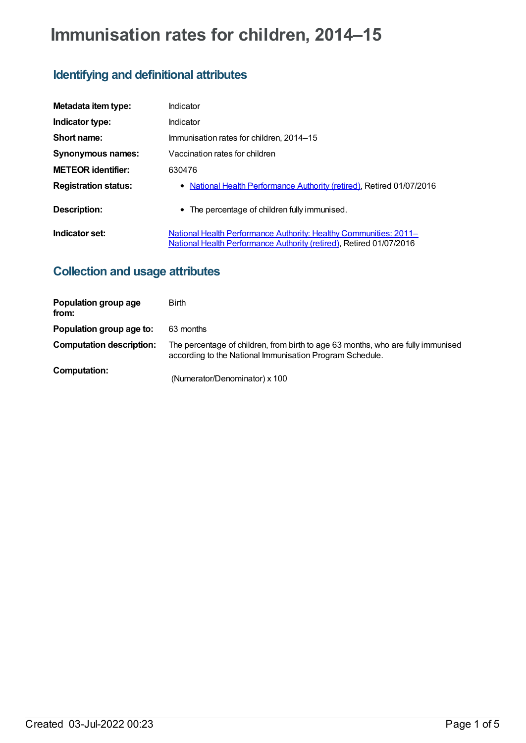# Immunisation rates for children, 2014–15

## Identifying and definitional attributes

| | |
|---|---|
| **Metadata item type:** | Indicator |
| **Indicator type:** | Indicator |
| **Short name:** | Immunisation rates for children, 2014–15 |
| **Synonymous names:** | Vaccination rates for children |
| **METEOR identifier:** | 630476 |
| **Registration status:** | • National Health Performance Authority (retired), Retired 01/07/2016 |
| **Description:** | • The percentage of children fully immunised. |
| **Indicator set:** | National Health Performance Authority: Healthy Communities: 2011– National Health Performance Authority (retired), Retired 01/07/2016 |

## Collection and usage attributes

| | |
|---|---|
| **Population group age from:** | Birth |
| **Population group age to:** | 63 months |
| **Computation description:** | The percentage of children, from birth to age 63 months, who are fully immunised according to the National Immunisation Program Schedule. |
| **Computation:** | (Numerator/Denominator) x 100 |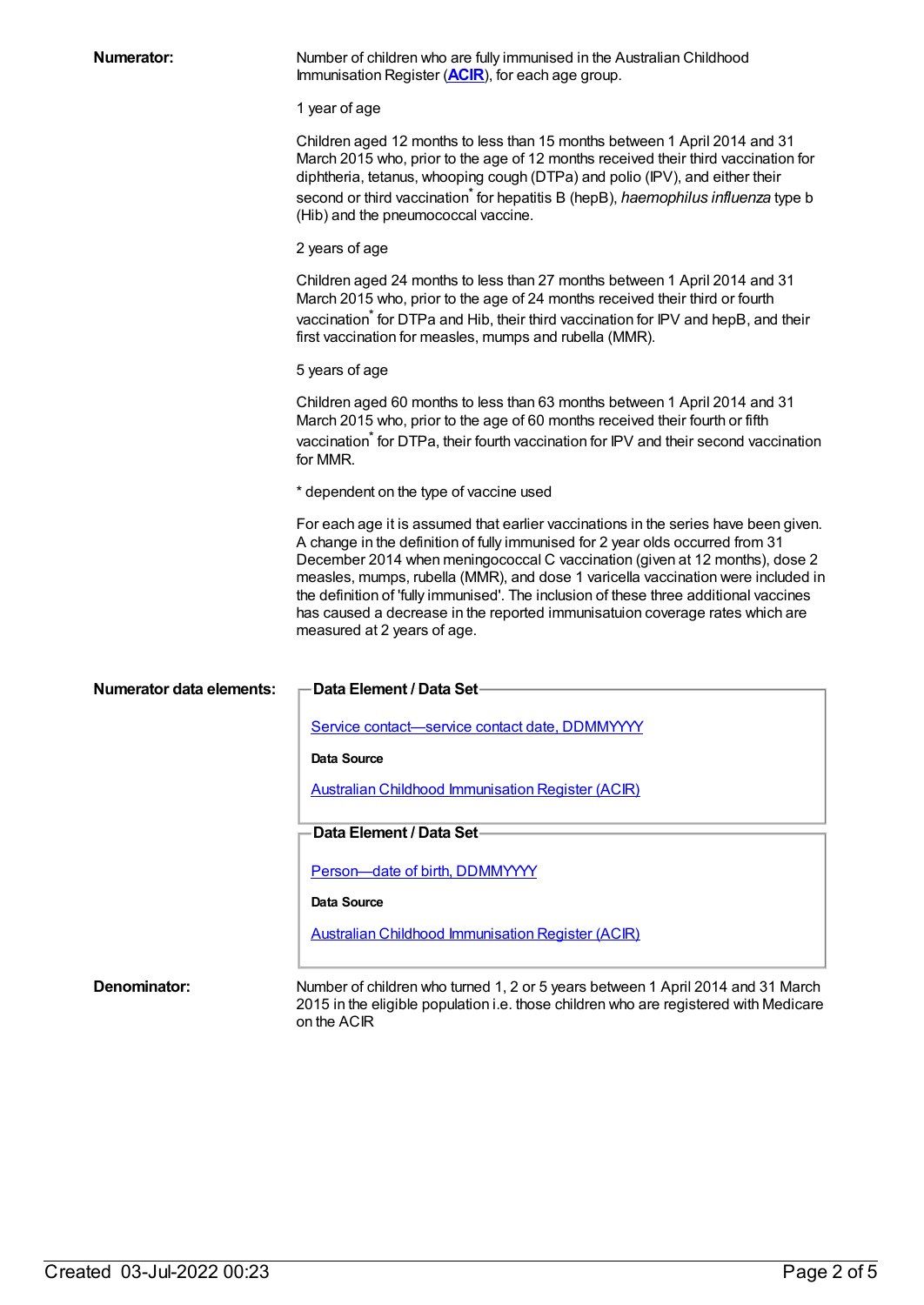**Numerator:**

Number of children who are fully immunised in the Australian Childhood Immunisation Register (**ACIR**), for each age group.

1 year of age

Children aged 12 months to less than 15 months between 1 April 2014 and 31 March 2015 who, prior to the age of 12 months received their third vaccination for diphtheria, tetanus, whooping cough (DTPa) and polio (IPV), and either their second or third vaccination* for hepatitis B (hepB), *haemophilus influenza* type b (Hib) and the pneumococcal vaccine.

2 years of age

Children aged 24 months to less than 27 months between 1 April 2014 and 31 March 2015 who, prior to the age of 24 months received their third or fourth vaccination* for DTPa and Hib, their third vaccination for IPV and hepB, and their first vaccination for measles, mumps and rubella (MMR).

5 years of age

Children aged 60 months to less than 63 months between 1 April 2014 and 31 March 2015 who, prior to the age of 60 months received their fourth or fifth vaccination* for DTPa, their fourth vaccination for IPV and their second vaccination for MMR.

* dependent on the type of vaccine used

For each age it is assumed that earlier vaccinations in the series have been given. A change in the definition of fully immunised for 2 year olds occurred from 31 December 2014 when meningococcal C vaccination (given at 12 months), dose 2 measles, mumps, rubella (MMR), and dose 1 varicella vaccination were included in the definition of 'fully immunised'. The inclusion of these three additional vaccines has caused a decrease in the reported immunisatuion coverage rates which are measured at 2 years of age.

**Numerator data elements:**

**Data Element / Data Set**

Service contact—service contact date, DDMMYYYY

**Data Source**

Australian Childhood Immunisation Register (ACIR)

**Data Element / Data Set**

Person—date of birth, DDMMYYYY

**Data Source**

Australian Childhood Immunisation Register (ACIR)

**Denominator:**

Number of children who turned 1, 2 or 5 years between 1 April 2014 and 31 March 2015 in the eligible population i.e. those children who are registered with Medicare on the ACIR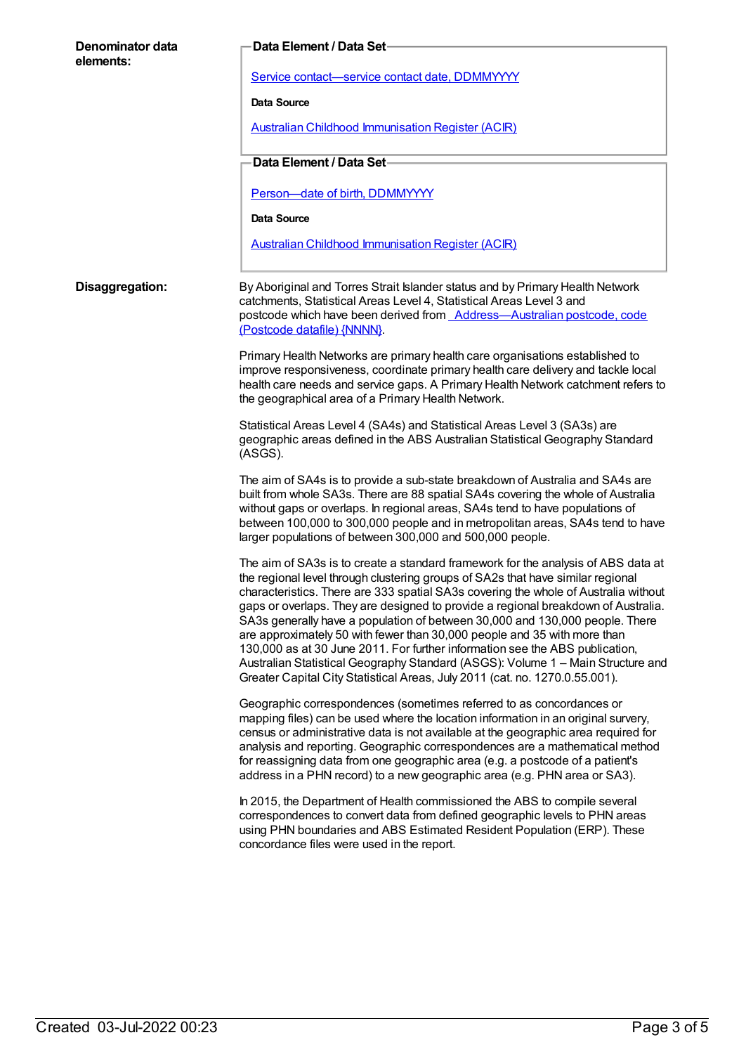**Denominator data elements:**

**Data Element / Data Set**

[Service contact—service contact date, DDMMYYYY](#)

**Data Source**

[Australian Childhood Immunisation Register (ACIR)](#)

**Data Element / Data Set**

[Person—date of birth, DDMMYYYY](#)

**Data Source**

[Australian Childhood Immunisation Register (ACIR)](#)

**Disaggregation:**

By Aboriginal and Torres Strait Islander status and by Primary Health Network catchments, Statistical Areas Level 4, Statistical Areas Level 3 and postcode which have been derived from [Address—Australian postcode, code (Postcode datafile) {NNNN}](#).

Primary Health Networks are primary health care organisations established to improve responsiveness, coordinate primary health care delivery and tackle local health care needs and service gaps. A Primary Health Network catchment refers to the geographical area of a Primary Health Network.

Statistical Areas Level 4 (SA4s) and Statistical Areas Level 3 (SA3s) are geographic areas defined in the ABS Australian Statistical Geography Standard (ASGS).

The aim of SA4s is to provide a sub-state breakdown of Australia and SA4s are built from whole SA3s. There are 88 spatial SA4s covering the whole of Australia without gaps or overlaps. In regional areas, SA4s tend to have populations of between 100,000 to 300,000 people and in metropolitan areas, SA4s tend to have larger populations of between 300,000 and 500,000 people.

The aim of SA3s is to create a standard framework for the analysis of ABS data at the regional level through clustering groups of SA2s that have similar regional characteristics. There are 333 spatial SA3s covering the whole of Australia without gaps or overlaps. They are designed to provide a regional breakdown of Australia. SA3s generally have a population of between 30,000 and 130,000 people. There are approximately 50 with fewer than 30,000 people and 35 with more than 130,000 as at 30 June 2011. For further information see the ABS publication, Australian Statistical Geography Standard (ASGS): Volume 1 – Main Structure and Greater Capital City Statistical Areas, July 2011 (cat. no. 1270.0.55.001).

Geographic correspondences (sometimes referred to as concordances or mapping files) can be used where the location information in an original survery, census or administrative data is not available at the geographic area required for analysis and reporting. Geographic correspondences are a mathematical method for reassigning data from one geographic area (e.g. a postcode of a patient's address in a PHN record) to a new geographic area (e.g. PHN area or SA3).

In 2015, the Department of Health commissioned the ABS to compile several correspondences to convert data from defined geographic levels to PHN areas using PHN boundaries and ABS Estimated Resident Population (ERP). These concordance files were used in the report.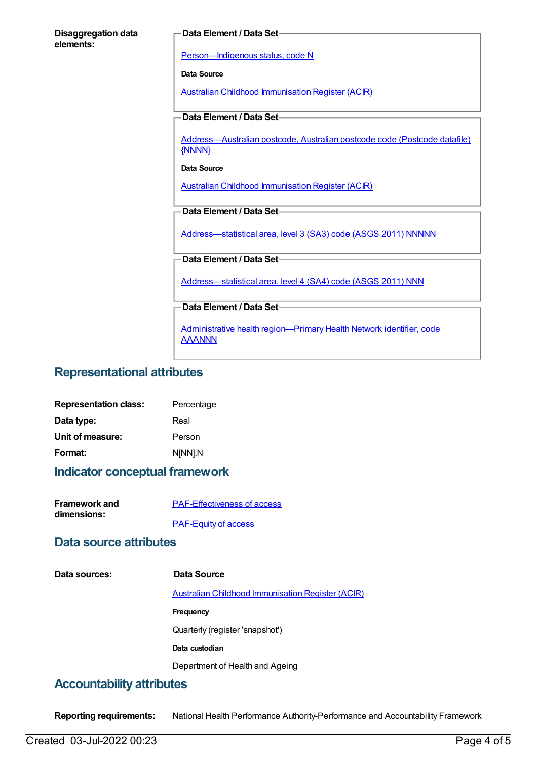**Disaggregation data elements:**

**Data Element / Data Set**

Person—Indigenous status, code N

**Data Source**

Australian Childhood Immunisation Register (ACIR)

**Data Element / Data Set**

Address—Australian postcode, Australian postcode code (Postcode datafile) {NNNN}

**Data Source**

Australian Childhood Immunisation Register (ACIR)

**Data Element / Data Set**

Address—statistical area, level 3 (SA3) code (ASGS 2011) NNNNN

**Data Element / Data Set**

Address—statistical area, level 4 (SA4) code (ASGS 2011) NNN

**Data Element / Data Set**

Administrative health region—Primary Health Network identifier, code AAANNN

## Representational attributes

| | |
|---|---|
| **Representation class:** | Percentage |
| **Data type:** | Real |
| **Unit of measure:** | Person |
| **Format:** | N[NN].N |

## Indicator conceptual framework

**Framework and dimensions:**

PAF-Effectiveness of access

PAF-Equity of access

## Data source attributes

**Data sources:**

**Data Source**

Australian Childhood Immunisation Register (ACIR)

**Frequency**

Quarterly (register 'snapshot')

**Data custodian**

Department of Health and Ageing

## Accountability attributes

**Reporting requirements:** National Health Performance Authority-Performance and Accountability Framework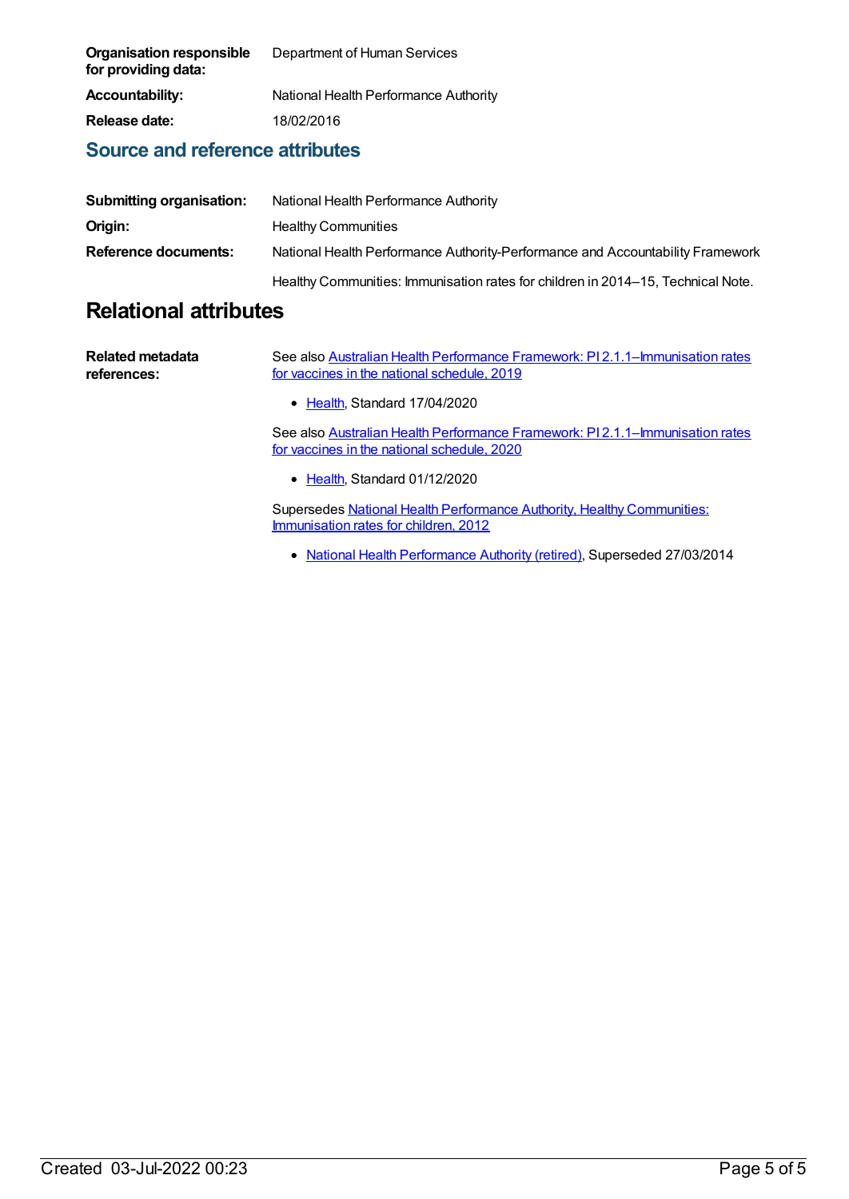**Organisation responsible for providing data:** Department of Human Services

**Accountability:** National Health Performance Authority

**Release date:** 18/02/2016

## Source and reference attributes

**Submitting organisation:** National Health Performance Authority

**Origin:** Healthy Communities

**Reference documents:** National Health Performance Authority-Performance and Accountability Framework

Healthy Communities: Immunisation rates for children in 2014–15, Technical Note.

# Relational attributes

**Related metadata references:**

See also Australian Health Performance Framework: PI 2.1.1–Immunisation rates for vaccines in the national schedule, 2019

- Health, Standard 17/04/2020

See also Australian Health Performance Framework: PI 2.1.1–Immunisation rates for vaccines in the national schedule, 2020

- Health, Standard 01/12/2020

Supersedes National Health Performance Authority, Healthy Communities: Immunisation rates for children, 2012

- National Health Performance Authority (retired), Superseded 27/03/2014